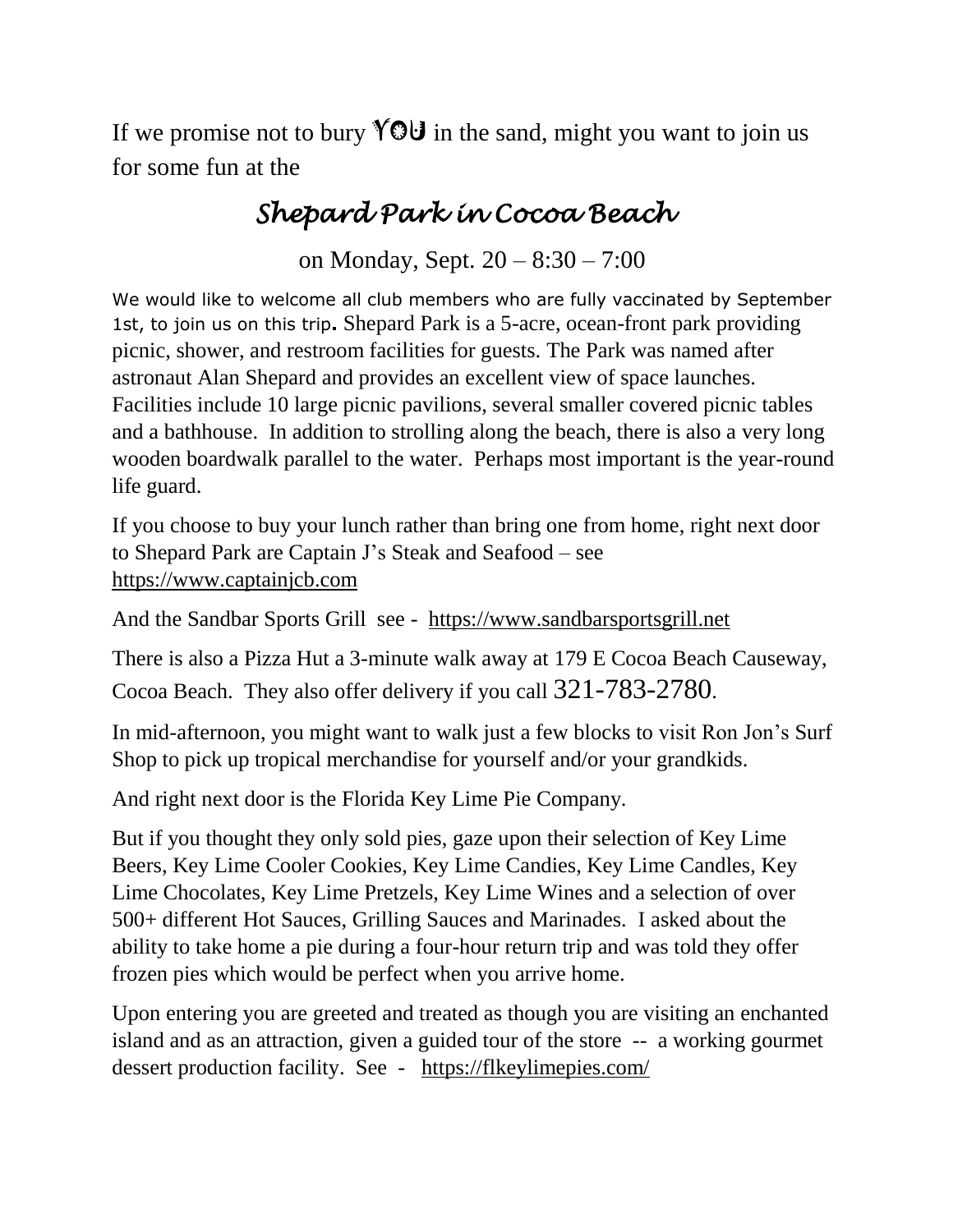If we promise not to bury YOU in the sand, might you want to join us for some fun at the

# *Shepard Park in Cocoa Beach*

on Monday, Sept. 20 – 8:30 – 7:00

We would like to welcome all club members who are fully vaccinated by September 1st, to join us on this trip**.** Shepard Park is a 5-acre, ocean-front park providing picnic, shower, and restroom facilities for guests. The Park was named after astronaut Alan Shepard and provides an excellent view of space launches. Facilities include 10 large picnic pavilions, several smaller covered picnic tables and a bathhouse. In addition to strolling along the beach, there is also a very long wooden boardwalk parallel to the water. Perhaps most important is the year-round life guard.

If you choose to buy your lunch rather than bring one from home, right next door to Shepard Park are Captain J's Steak and Seafood – see https://www.captainjcb.com

And the Sandbar Sports Grill see - https://www.sandbarsportsgrill.net

There is also a Pizza Hut a 3-minute walk away at 179 E Cocoa Beach Causeway, Cocoa Beach. They also offer delivery if you call 321-783-2780.

In mid-afternoon, you might want to walk just a few blocks to visit Ron Jon's Surf Shop to pick up tropical merchandise for yourself and/or your grandkids.

And right next door is the Florida Key Lime Pie Company.

But if you thought they only sold pies, gaze upon their selection of Key Lime Beers, Key Lime Cooler Cookies, Key Lime Candies, Key Lime Candles, Key Lime Chocolates, Key Lime Pretzels, Key Lime Wines and a selection of over 500+ different Hot Sauces, Grilling Sauces and Marinades. I asked about the ability to take home a pie during a four-hour return trip and was told they offer frozen pies which would be perfect when you arrive home.

Upon entering you are greeted and treated as though you are visiting an enchanted island and as an attraction, given a guided tour of the store -- a working gourmet dessert production facility. See - https://flkeylimepies.com/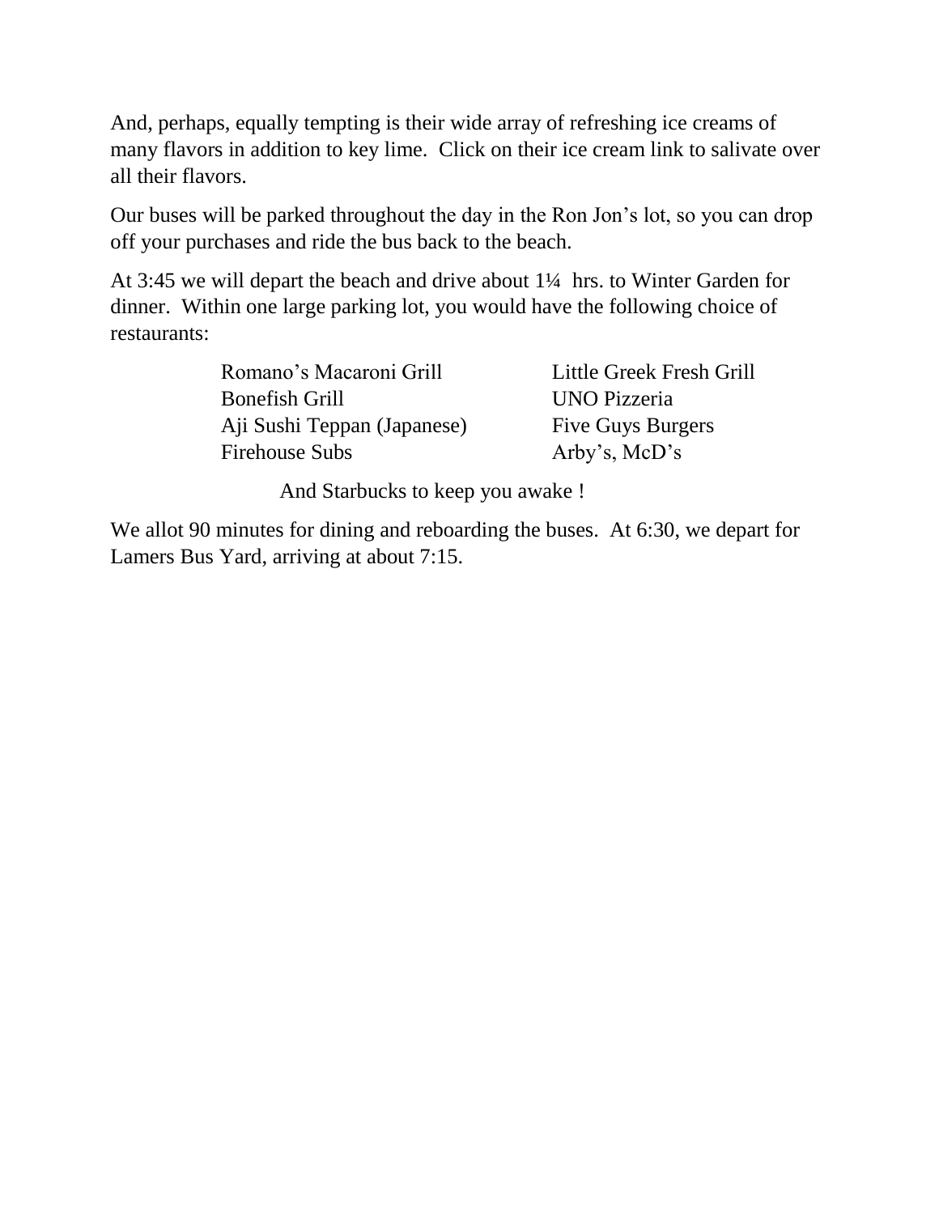And, perhaps, equally tempting is their wide array of refreshing ice creams of many flavors in addition to key lime. Click on their ice cream link to salivate over all their flavors.

Our buses will be parked throughout the day in the Ron Jon's lot, so you can drop off your purchases and ride the bus back to the beach.

At 3:45 we will depart the beach and drive about 1¼ hrs. to Winter Garden for dinner. Within one large parking lot, you would have the following choice of restaurants:

| | |
|---|---|
| Romano's Macaroni Grill | Little Greek Fresh Grill |
| Bonefish Grill | UNO Pizzeria |
| Aji Sushi Teppan (Japanese) | Five Guys Burgers |
| Firehouse Subs | Arby's, McD's |

And Starbucks to keep you awake !

We allot 90 minutes for dining and reboarding the buses. At 6:30, we depart for Lamers Bus Yard, arriving at about 7:15.